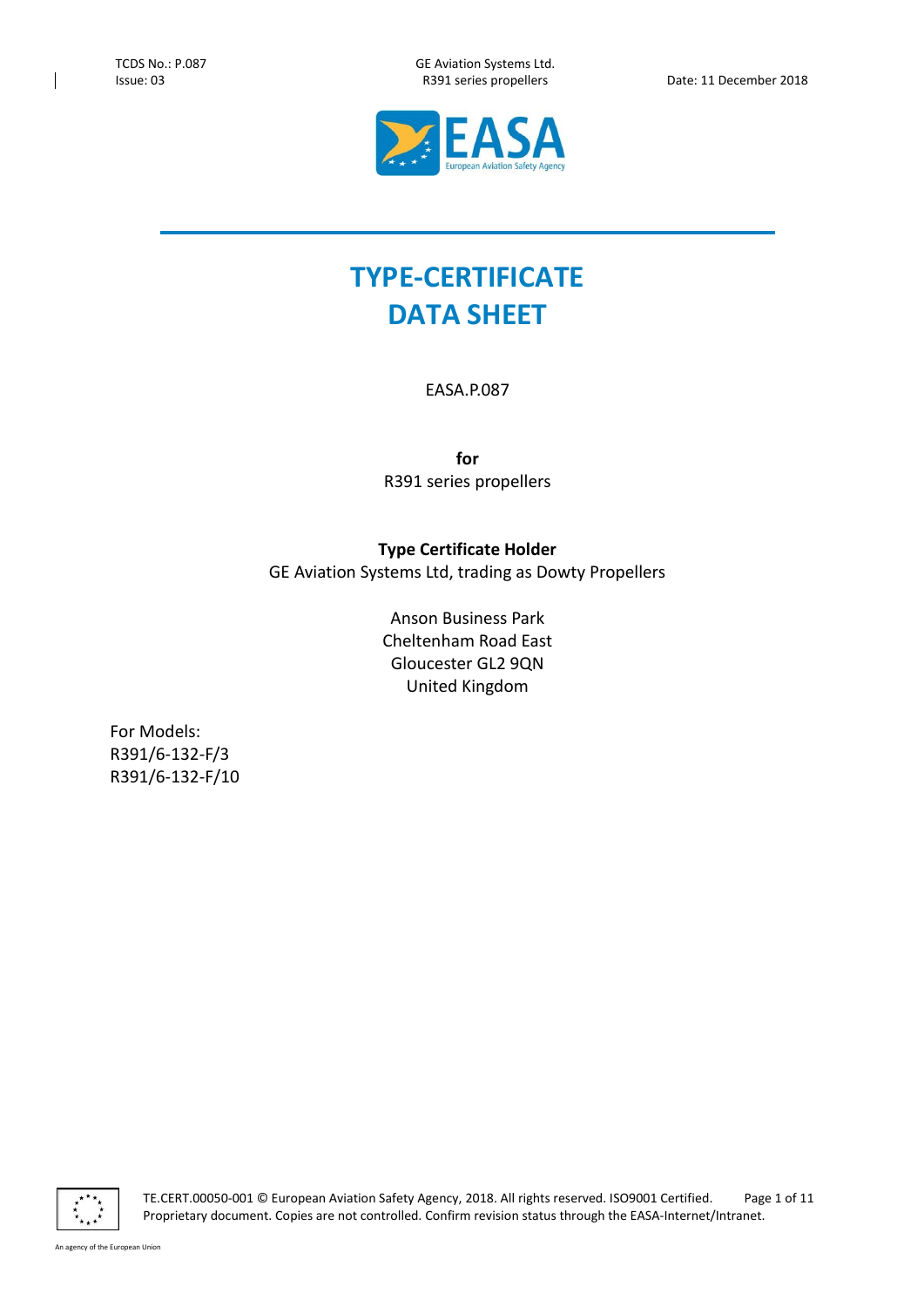# TYPE-CERTIFICATE DATA SHEET

EASA.P.087

**for**

R391 series propellers

**Type Certificate Holder**

GE Aviation Systems Ltd, trading as Dowty Propellers

Anson Business Park
Cheltenham Road East
Gloucester GL2 9QN
United Kingdom

For Models:
R391/6-132-F/3
R391/6-132-F/10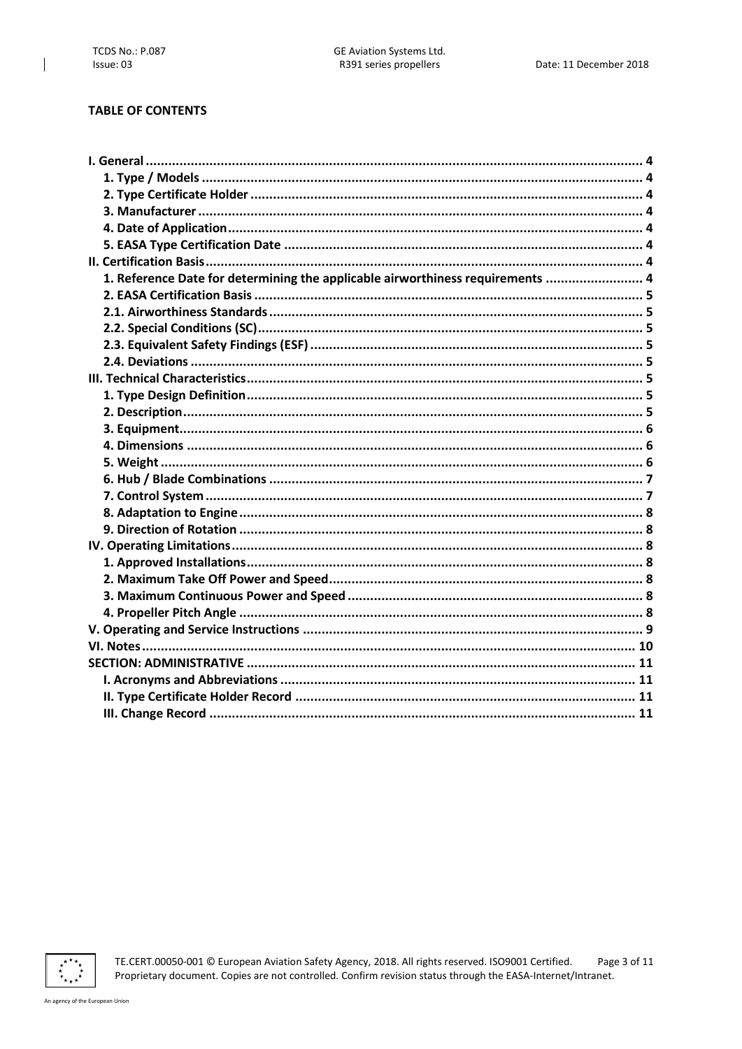**TABLE OF CONTENTS**

| | |
|---|---|
| **I. General** | **4** |
| **1. Type / Models** | **4** |
| **2. Type Certificate Holder** | **4** |
| **3. Manufacturer** | **4** |
| **4. Date of Application** | **4** |
| **5. EASA Type Certification Date** | **4** |
| **II. Certification Basis** | **4** |
| **1. Reference Date for determining the applicable airworthiness requirements** | **4** |
| **2. EASA Certification Basis** | **5** |
| **2.1. Airworthiness Standards** | **5** |
| **2.2. Special Conditions (SC)** | **5** |
| **2.3. Equivalent Safety Findings (ESF)** | **5** |
| **2.4. Deviations** | **5** |
| **III. Technical Characteristics** | **5** |
| **1. Type Design Definition** | **5** |
| **2. Description** | **5** |
| **3. Equipment** | **6** |
| **4. Dimensions** | **6** |
| **5. Weight** | **6** |
| **6. Hub / Blade Combinations** | **7** |
| **7. Control System** | **7** |
| **8. Adaptation to Engine** | **8** |
| **9. Direction of Rotation** | **8** |
| **IV. Operating Limitations** | **8** |
| **1. Approved Installations** | **8** |
| **2. Maximum Take Off Power and Speed** | **8** |
| **3. Maximum Continuous Power and Speed** | **8** |
| **4. Propeller Pitch Angle** | **8** |
| **V. Operating and Service Instructions** | **9** |
| **VI. Notes** | **10** |
| **SECTION: ADMINISTRATIVE** | **11** |
| **I. Acronyms and Abbreviations** | **11** |
| **II. Type Certificate Holder Record** | **11** |
| **III. Change Record** | **11** |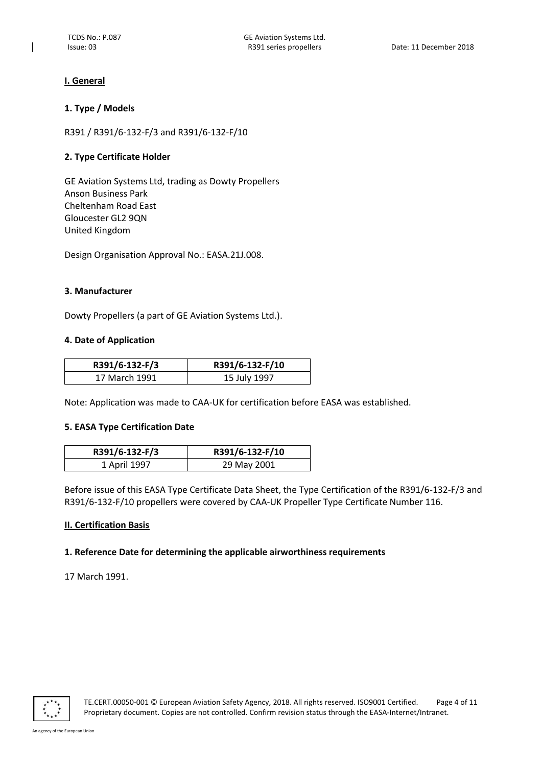## I. General

### 1. Type / Models

R391 / R391/6-132-F/3 and R391/6-132-F/10

### 2. Type Certificate Holder

GE Aviation Systems Ltd, trading as Dowty Propellers
Anson Business Park
Cheltenham Road East
Gloucester GL2 9QN
United Kingdom

Design Organisation Approval No.: EASA.21J.008.

### 3. Manufacturer

Dowty Propellers (a part of GE Aviation Systems Ltd.).

### 4. Date of Application

| R391/6-132-F/3 | R391/6-132-F/10 |
|---|---|
| 17 March 1991 | 15 July 1997 |

Note: Application was made to CAA-UK for certification before EASA was established.

### 5. EASA Type Certification Date

| R391/6-132-F/3 | R391/6-132-F/10 |
|---|---|
| 1 April 1997 | 29 May 2001 |

Before issue of this EASA Type Certificate Data Sheet, the Type Certification of the R391/6-132-F/3 and R391/6-132-F/10 propellers were covered by CAA-UK Propeller Type Certificate Number 116.

## II. Certification Basis

### 1. Reference Date for determining the applicable airworthiness requirements

17 March 1991.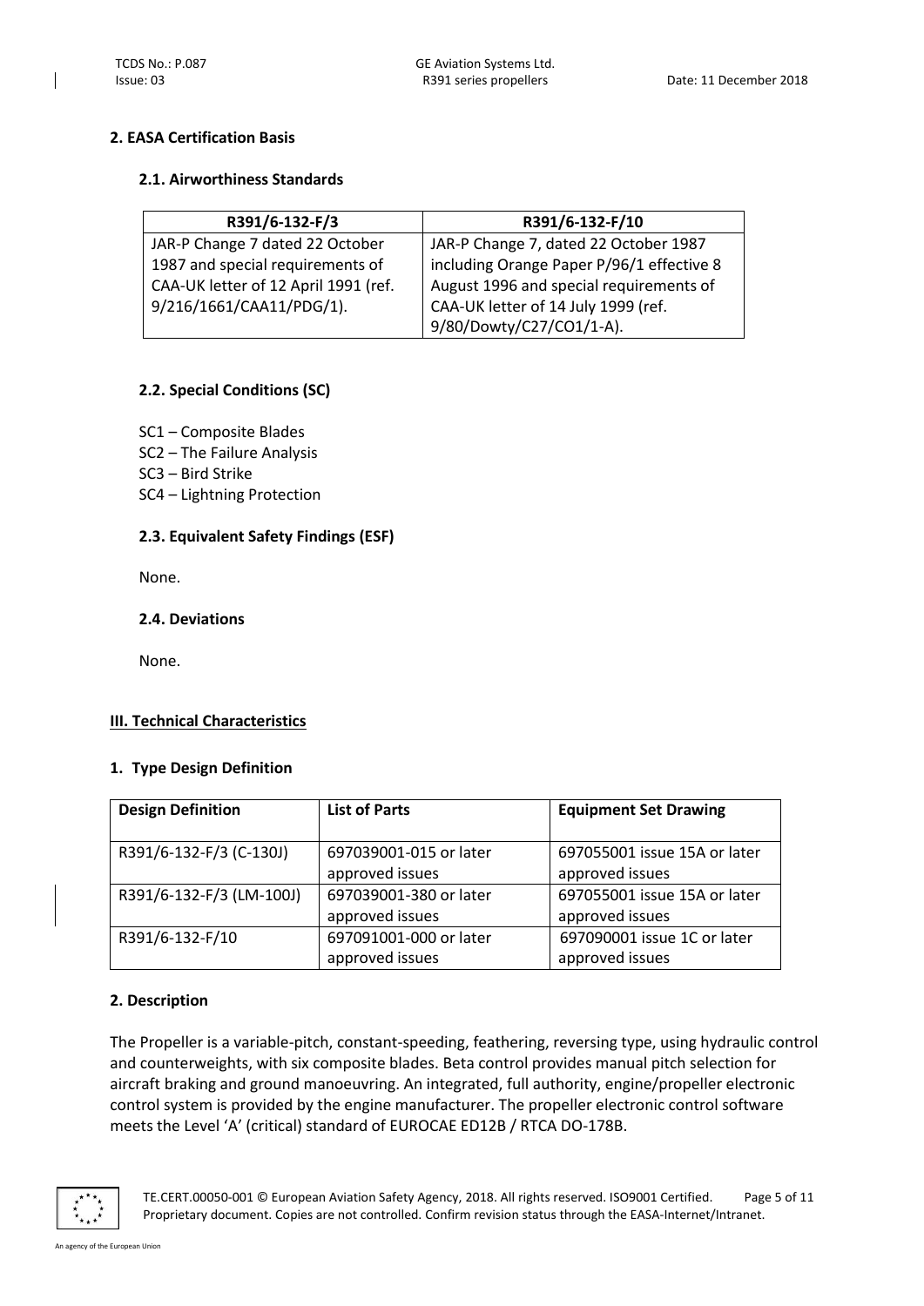## 2. EASA Certification Basis

### 2.1. Airworthiness Standards

| R391/6-132-F/3 | R391/6-132-F/10 |
|---|---|
| JAR-P Change 7 dated 22 October 1987 and special requirements of CAA-UK letter of 12 April 1991 (ref. 9/216/1661/CAA11/PDG/1). | JAR-P Change 7, dated 22 October 1987 including Orange Paper P/96/1 effective 8 August 1996 and special requirements of CAA-UK letter of 14 July 1999 (ref. 9/80/Dowty/C27/CO1/1-A). |

### 2.2. Special Conditions (SC)

SC1 – Composite Blades
SC2 – The Failure Analysis
SC3 – Bird Strike
SC4 – Lightning Protection

### 2.3. Equivalent Safety Findings (ESF)

None.

### 2.4. Deviations

None.

## III. Technical Characteristics

### 1. Type Design Definition

| Design Definition | List of Parts | Equipment Set Drawing |
|---|---|---|
| R391/6-132-F/3 (C-130J) | 697039001-015 or later approved issues | 697055001 issue 15A or later approved issues |
| R391/6-132-F/3 (LM-100J) | 697039001-380 or later approved issues | 697055001 issue 15A or later approved issues |
| R391/6-132-F/10 | 697091001-000 or later approved issues | 697090001 issue 1C or later approved issues |

### 2. Description

The Propeller is a variable-pitch, constant-speeding, feathering, reversing type, using hydraulic control and counterweights, with six composite blades. Beta control provides manual pitch selection for aircraft braking and ground manoeuvring. An integrated, full authority, engine/propeller electronic control system is provided by the engine manufacturer. The propeller electronic control software meets the Level 'A' (critical) standard of EUROCAE ED12B / RTCA DO-178B.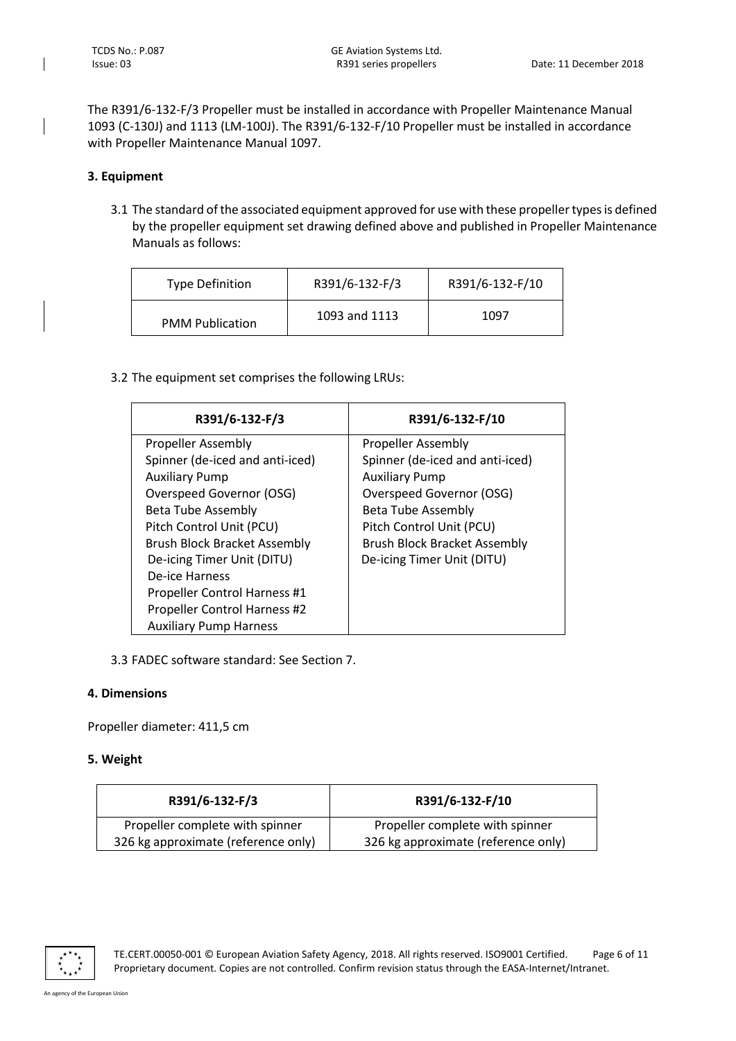The R391/6-132-F/3 Propeller must be installed in accordance with Propeller Maintenance Manual 1093 (C-130J) and 1113 (LM-100J). The R391/6-132-F/10 Propeller must be installed in accordance with Propeller Maintenance Manual 1097.

### 3. Equipment

3.1 The standard of the associated equipment approved for use with these propeller types is defined by the propeller equipment set drawing defined above and published in Propeller Maintenance Manuals as follows:

| Type Definition | R391/6-132-F/3 | R391/6-132-F/10 |
|---|---|---|
| PMM Publication | 1093 and 1113 | 1097 |

3.2 The equipment set comprises the following LRUs:

| R391/6-132-F/3 | R391/6-132-F/10 |
|---|---|
| Propeller Assembly<br>Spinner (de-iced and anti-iced)<br>Auxiliary Pump<br>Overspeed Governor (OSG)<br>Beta Tube Assembly<br>Pitch Control Unit (PCU)<br>Brush Block Bracket Assembly<br>De-icing Timer Unit (DITU)<br>De-ice Harness<br>Propeller Control Harness #1<br>Propeller Control Harness #2<br>Auxiliary Pump Harness | Propeller Assembly<br>Spinner (de-iced and anti-iced)<br>Auxiliary Pump<br>Overspeed Governor (OSG)<br>Beta Tube Assembly<br>Pitch Control Unit (PCU)<br>Brush Block Bracket Assembly<br>De-icing Timer Unit (DITU) |

3.3 FADEC software standard: See Section 7.

### 4. Dimensions

Propeller diameter: 411,5 cm

### 5. Weight

| R391/6-132-F/3 | R391/6-132-F/10 |
|---|---|
| Propeller complete with spinner<br>326 kg approximate (reference only) | Propeller complete with spinner<br>326 kg approximate (reference only) |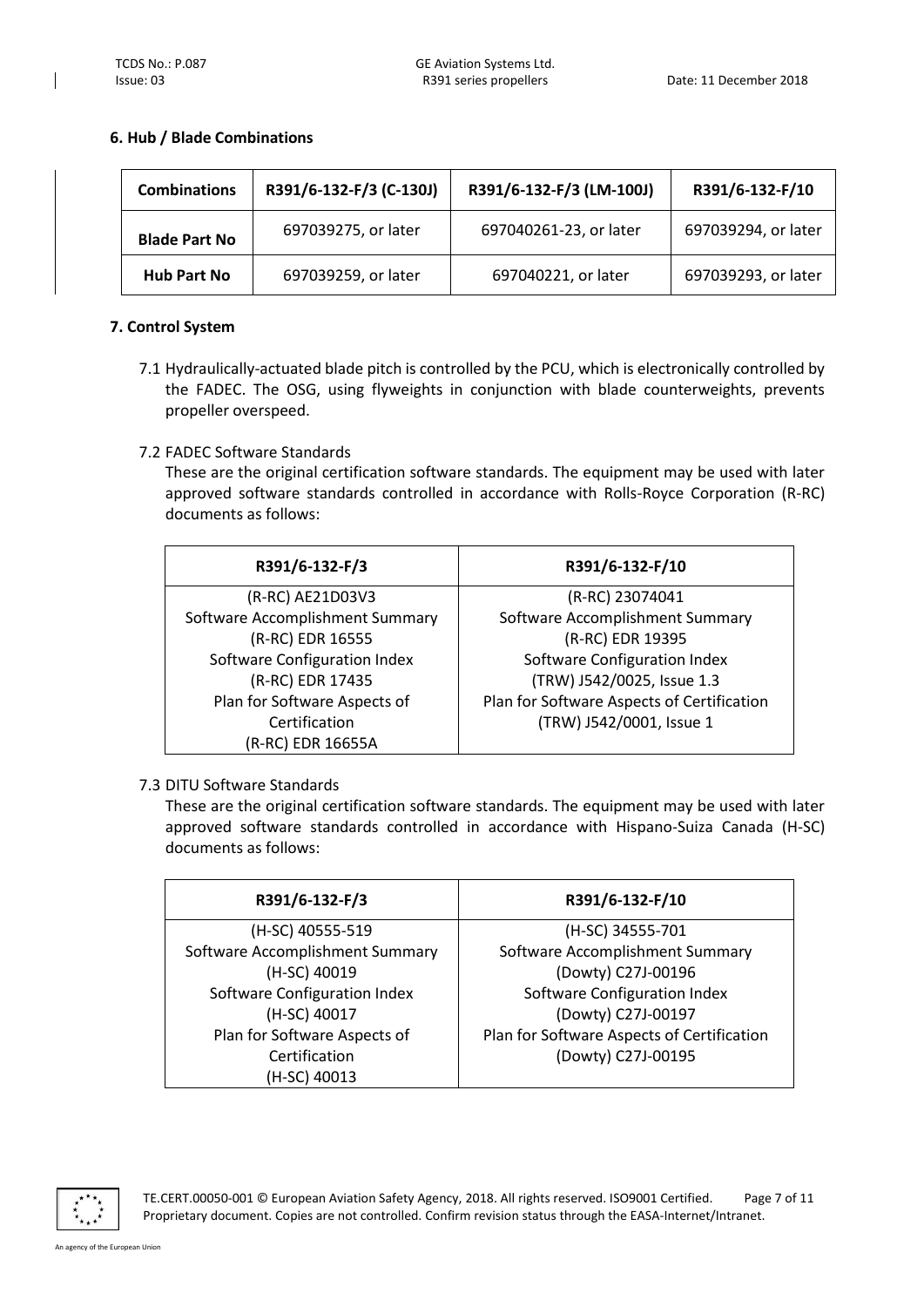## 6. Hub / Blade Combinations

| Combinations | R391/6-132-F/3 (C-130J) | R391/6-132-F/3 (LM-100J) | R391/6-132-F/10 |
|---|---|---|---|
| **Blade Part No** | 697039275, or later | 697040261-23, or later | 697039294, or later |
| **Hub Part No** | 697039259, or later | 697040221, or later | 697039293, or later |

## 7. Control System

7.1 Hydraulically-actuated blade pitch is controlled by the PCU, which is electronically controlled by the FADEC. The OSG, using flyweights in conjunction with blade counterweights, prevents propeller overspeed.

7.2 FADEC Software Standards

These are the original certification software standards. The equipment may be used with later approved software standards controlled in accordance with Rolls-Royce Corporation (R-RC) documents as follows:

| R391/6-132-F/3 | R391/6-132-F/10 |
|---|---|
| (R-RC) AE21D03V3<br>Software Accomplishment Summary<br>(R-RC) EDR 16555<br>Software Configuration Index<br>(R-RC) EDR 17435<br>Plan for Software Aspects of Certification<br>(R-RC) EDR 16655A | (R-RC) 23074041<br>Software Accomplishment Summary<br>(R-RC) EDR 19395<br>Software Configuration Index<br>(TRW) J542/0025, Issue 1.3<br>Plan for Software Aspects of Certification<br>(TRW) J542/0001, Issue 1 |

7.3 DITU Software Standards

These are the original certification software standards. The equipment may be used with later approved software standards controlled in accordance with Hispano-Suiza Canada (H-SC) documents as follows:

| R391/6-132-F/3 | R391/6-132-F/10 |
|---|---|
| (H-SC) 40555-519<br>Software Accomplishment Summary<br>(H-SC) 40019<br>Software Configuration Index<br>(H-SC) 40017<br>Plan for Software Aspects of Certification<br>(H-SC) 40013 | (H-SC) 34555-701<br>Software Accomplishment Summary<br>(Dowty) C27J-00196<br>Software Configuration Index<br>(Dowty) C27J-00197<br>Plan for Software Aspects of Certification<br>(Dowty) C27J-00195 |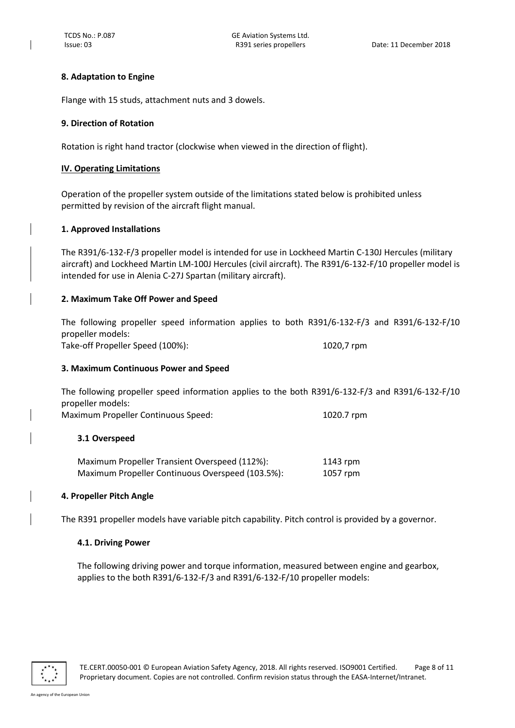**8. Adaptation to Engine**

Flange with 15 studs, attachment nuts and 3 dowels.

**9. Direction of Rotation**

Rotation is right hand tractor (clockwise when viewed in the direction of flight).

## IV. Operating Limitations

Operation of the propeller system outside of the limitations stated below is prohibited unless permitted by revision of the aircraft flight manual.

**1. Approved Installations**

The R391/6-132-F/3 propeller model is intended for use in Lockheed Martin C-130J Hercules (military aircraft) and Lockheed Martin LM-100J Hercules (civil aircraft). The R391/6-132-F/10 propeller model is intended for use in Alenia C-27J Spartan (military aircraft).

**2. Maximum Take Off Power and Speed**

The following propeller speed information applies to both R391/6-132-F/3 and R391/6-132-F/10 propeller models:

Take-off Propeller Speed (100%): 1020,7 rpm

**3. Maximum Continuous Power and Speed**

The following propeller speed information applies to the both R391/6-132-F/3 and R391/6-132-F/10 propeller models:

Maximum Propeller Continuous Speed: 1020.7 rpm

**3.1 Overspeed**

Maximum Propeller Transient Overspeed (112%): 1143 rpm
Maximum Propeller Continuous Overspeed (103.5%): 1057 rpm

**4. Propeller Pitch Angle**

The R391 propeller models have variable pitch capability. Pitch control is provided by a governor.

**4.1. Driving Power**

The following driving power and torque information, measured between engine and gearbox, applies to the both R391/6-132-F/3 and R391/6-132-F/10 propeller models: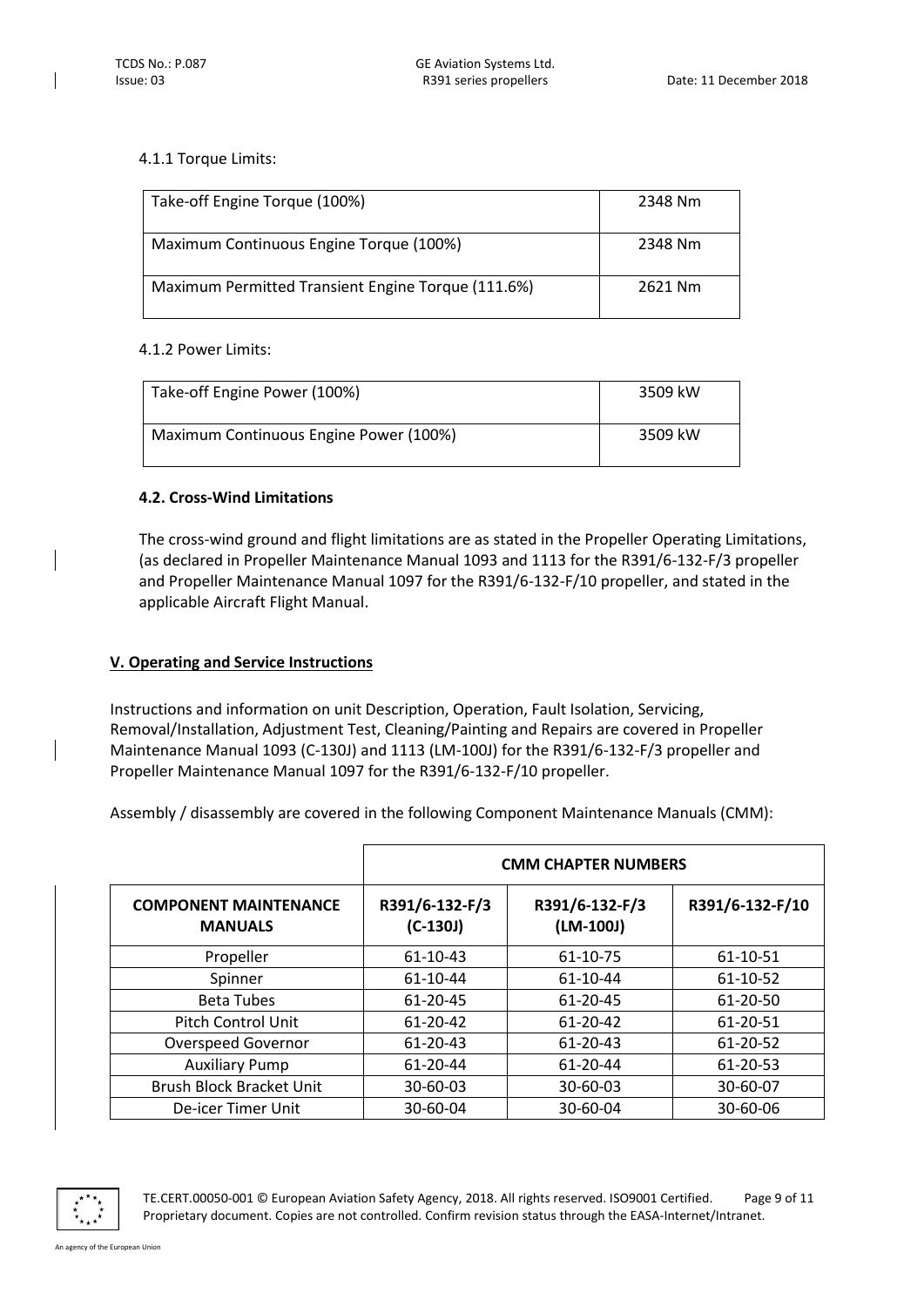4.1.1 Torque Limits:

| Take-off Engine Torque (100%) | 2348 Nm |
|---|---|
| Maximum Continuous Engine Torque (100%) | 2348 Nm |
| Maximum Permitted Transient Engine Torque (111.6%) | 2621 Nm |

4.1.2 Power Limits:

| Take-off Engine Power (100%) | 3509 kW |
|---|---|
| Maximum Continuous Engine Power (100%) | 3509 kW |

**4.2. Cross-Wind Limitations**

The cross-wind ground and flight limitations are as stated in the Propeller Operating Limitations, (as declared in Propeller Maintenance Manual 1093 and 1113 for the R391/6-132-F/3 propeller and Propeller Maintenance Manual 1097 for the R391/6-132-F/10 propeller, and stated in the applicable Aircraft Flight Manual.

## V. Operating and Service Instructions

Instructions and information on unit Description, Operation, Fault Isolation, Servicing, Removal/Installation, Adjustment Test, Cleaning/Painting and Repairs are covered in Propeller Maintenance Manual 1093 (C-130J) and 1113 (LM-100J) for the R391/6-132-F/3 propeller and Propeller Maintenance Manual 1097 for the R391/6-132-F/10 propeller.

Assembly / disassembly are covered in the following Component Maintenance Manuals (CMM):

| | **CMM CHAPTER NUMBERS** | | |
|---|---|---|---|
| **COMPONENT MAINTENANCE MANUALS** | **R391/6-132-F/3 (C-130J)** | **R391/6-132-F/3 (LM-100J)** | **R391/6-132-F/10** |
| Propeller | 61-10-43 | 61-10-75 | 61-10-51 |
| Spinner | 61-10-44 | 61-10-44 | 61-10-52 |
| Beta Tubes | 61-20-45 | 61-20-45 | 61-20-50 |
| Pitch Control Unit | 61-20-42 | 61-20-42 | 61-20-51 |
| Overspeed Governor | 61-20-43 | 61-20-43 | 61-20-52 |
| Auxiliary Pump | 61-20-44 | 61-20-44 | 61-20-53 |
| Brush Block Bracket Unit | 30-60-03 | 30-60-03 | 30-60-07 |
| De-icer Timer Unit | 30-60-04 | 30-60-04 | 30-60-06 |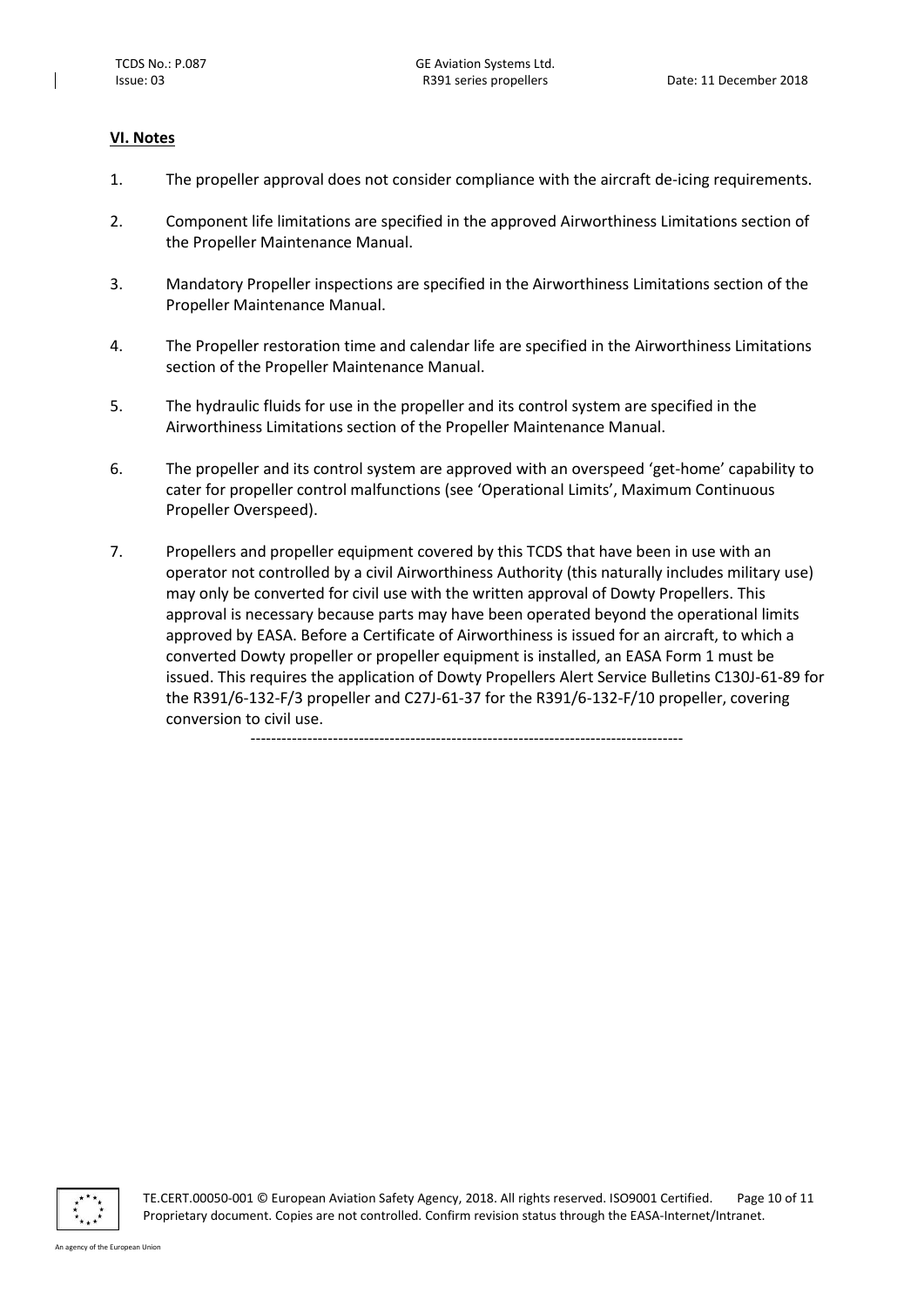## VI. Notes

1. The propeller approval does not consider compliance with the aircraft de-icing requirements.

2. Component life limitations are specified in the approved Airworthiness Limitations section of the Propeller Maintenance Manual.

3. Mandatory Propeller inspections are specified in the Airworthiness Limitations section of the Propeller Maintenance Manual.

4. The Propeller restoration time and calendar life are specified in the Airworthiness Limitations section of the Propeller Maintenance Manual.

5. The hydraulic fluids for use in the propeller and its control system are specified in the Airworthiness Limitations section of the Propeller Maintenance Manual.

6. The propeller and its control system are approved with an overspeed 'get-home' capability to cater for propeller control malfunctions (see 'Operational Limits', Maximum Continuous Propeller Overspeed).

7. Propellers and propeller equipment covered by this TCDS that have been in use with an operator not controlled by a civil Airworthiness Authority (this naturally includes military use) may only be converted for civil use with the written approval of Dowty Propellers. This approval is necessary because parts may have been operated beyond the operational limits approved by EASA. Before a Certificate of Airworthiness is issued for an aircraft, to which a converted Dowty propeller or propeller equipment is installed, an EASA Form 1 must be issued. This requires the application of Dowty Propellers Alert Service Bulletins C130J-61-89 for the R391/6-132-F/3 propeller and C27J-61-37 for the R391/6-132-F/10 propeller, covering conversion to civil use.

-----------------------------------------------------------------------------------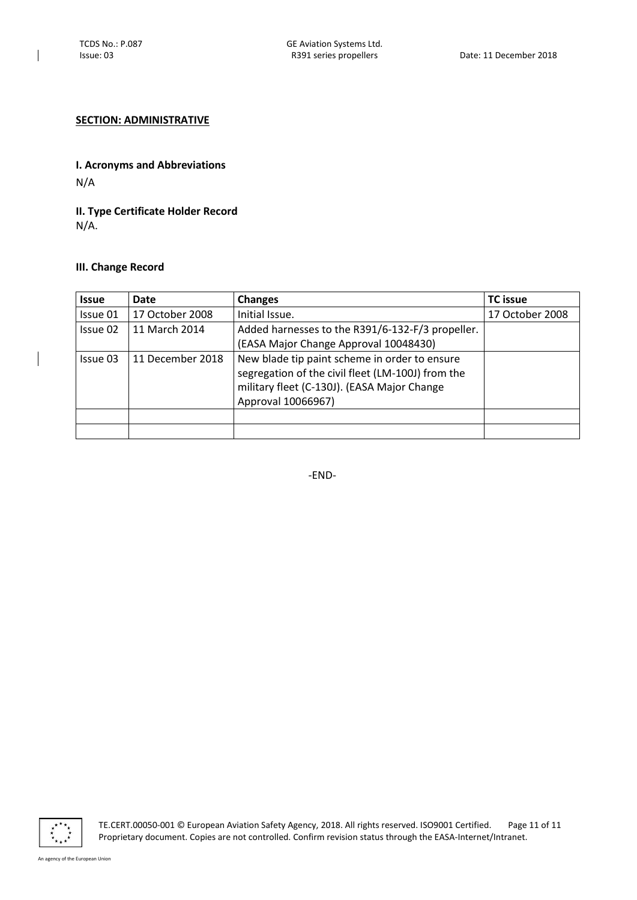**SECTION: ADMINISTRATIVE**

### I. Acronyms and Abbreviations

N/A

### II. Type Certificate Holder Record

N/A.

### III. Change Record

| Issue | Date | Changes | TC issue |
|---|---|---|---|
| Issue 01 | 17 October 2008 | Initial Issue. | 17 October 2008 |
| Issue 02 | 11 March 2014 | Added harnesses to the R391/6-132-F/3 propeller. (EASA Major Change Approval 10048430) | |
| Issue 03 | 11 December 2018 | New blade tip paint scheme in order to ensure segregation of the civil fleet (LM-100J) from the military fleet (C-130J). (EASA Major Change Approval 10066967) | |
| | | | |
| | | | |

-END-